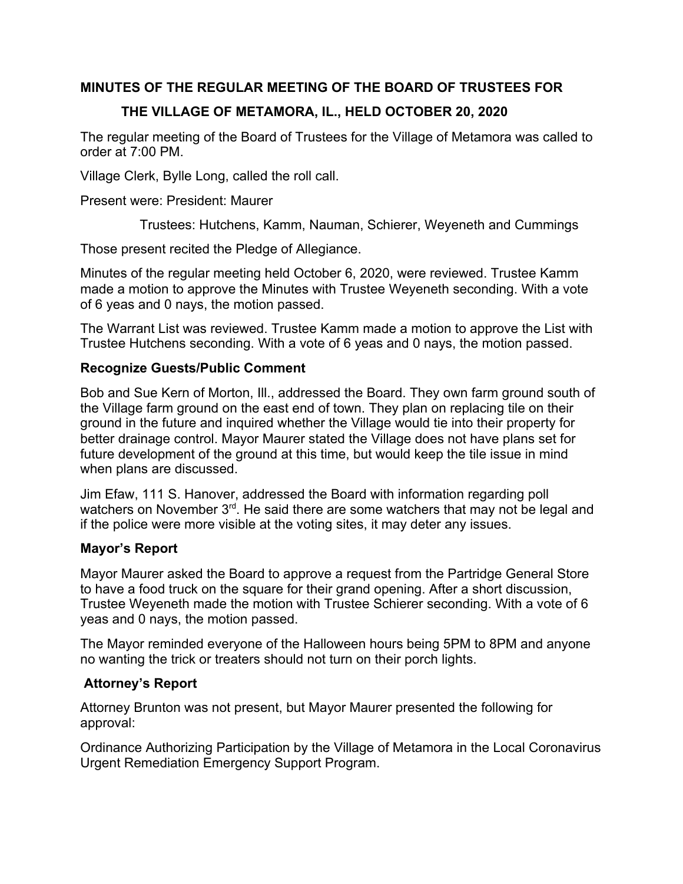**MINUTES OF THE REGULAR MEETING OF THE BOARD OF TRUSTEES FOR THE VILLAGE OF METAMORA, IL., HELD OCTOBER 20, 2020**

The regular meeting of the Board of Trustees for the Village of Metamora was called to order at 7:00 PM.

Village Clerk, Bylle Long, called the roll call.

Present were: President: Maurer

Trustees: Hutchens, Kamm, Nauman, Schierer, Weyeneth and Cummings

Those present recited the Pledge of Allegiance.

Minutes of the regular meeting held October 6, 2020, were reviewed. Trustee Kamm made a motion to approve the Minutes with Trustee Weyeneth seconding. With a vote of 6 yeas and 0 nays, the motion passed.

The Warrant List was reviewed. Trustee Kamm made a motion to approve the List with Trustee Hutchens seconding. With a vote of 6 yeas and 0 nays, the motion passed.

**Recognize Guests/Public Comment**

Bob and Sue Kern of Morton, Ill., addressed the Board. They own farm ground south of the Village farm ground on the east end of town. They plan on replacing tile on their ground in the future and inquired whether the Village would tie into their property for better drainage control. Mayor Maurer stated the Village does not have plans set for future development of the ground at this time, but would keep the tile issue in mind when plans are discussed.

Jim Efaw, 111 S. Hanover, addressed the Board with information regarding poll watchers on November 3rd. He said there are some watchers that may not be legal and if the police were more visible at the voting sites, it may deter any issues.

**Mayor's Report**

Mayor Maurer asked the Board to approve a request from the Partridge General Store to have a food truck on the square for their grand opening. After a short discussion, Trustee Weyeneth made the motion with Trustee Schierer seconding. With a vote of 6 yeas and 0 nays, the motion passed.

The Mayor reminded everyone of the Halloween hours being 5PM to 8PM and anyone no wanting the trick or treaters should not turn on their porch lights.

**Attorney's Report**

Attorney Brunton was not present, but Mayor Maurer presented the following for approval:

Ordinance Authorizing Participation by the Village of Metamora in the Local Coronavirus Urgent Remediation Emergency Support Program.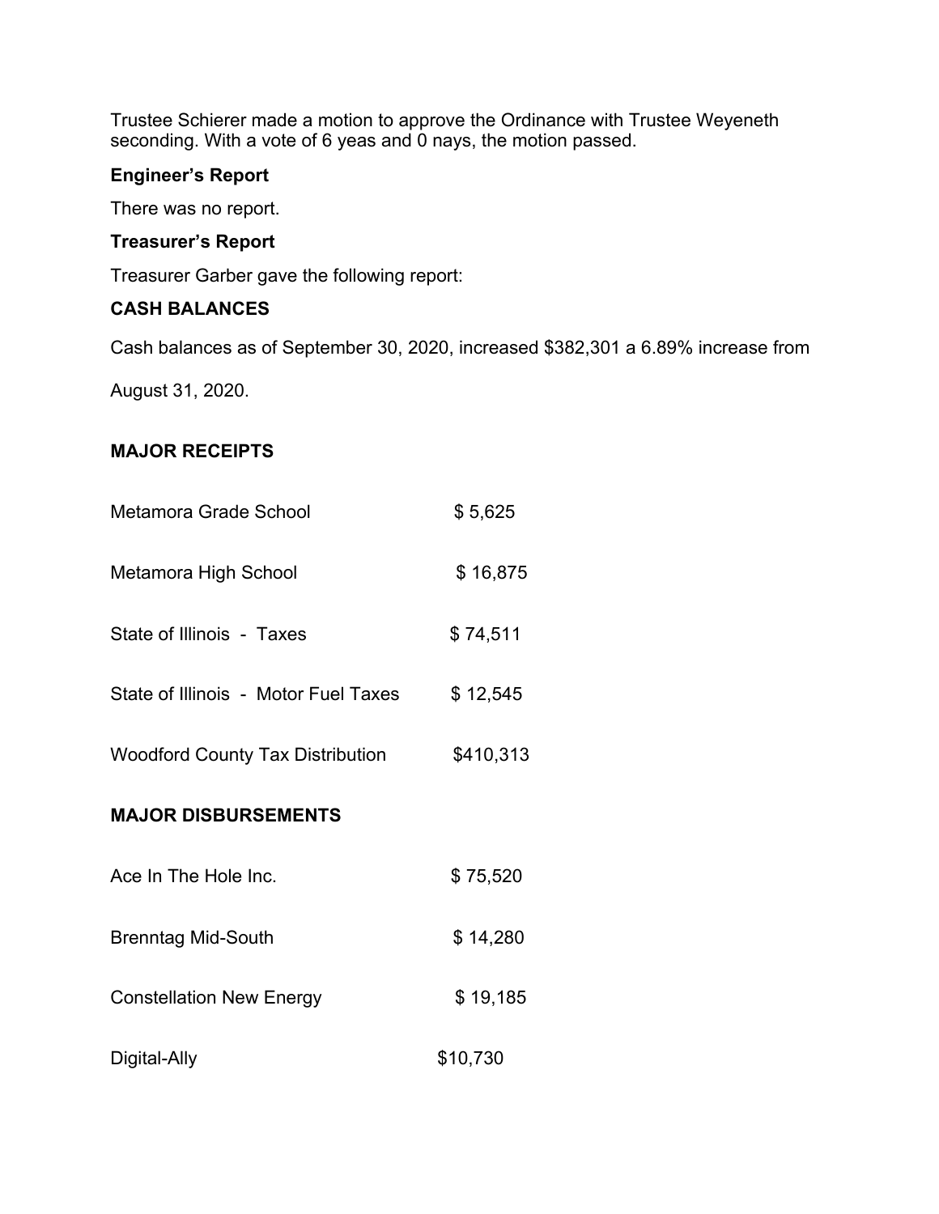Trustee Schierer made a motion to approve the Ordinance with Trustee Weyeneth seconding. With a vote of 6 yeas and 0 nays, the motion passed.

**Engineer's Report**

There was no report.

**Treasurer's Report**

Treasurer Garber gave the following report:

**CASH BALANCES**

Cash balances as of September 30, 2020, increased $382,301 a 6.89% increase from August 31, 2020.

**MAJOR RECEIPTS**

| | |
|---|---|
| Metamora Grade School | $ 5,625 |
| Metamora High School | $ 16,875 |
| State of Illinois - Taxes | $ 74,511 |
| State of Illinois - Motor Fuel Taxes | $ 12,545 |
| Woodford County Tax Distribution | $410,313 |

**MAJOR DISBURSEMENTS**

| | |
|---|---|
| Ace In The Hole Inc. | $ 75,520 |
| Brenntag Mid-South | $ 14,280 |
| Constellation New Energy | $ 19,185 |
| Digital-Ally | $10,730 |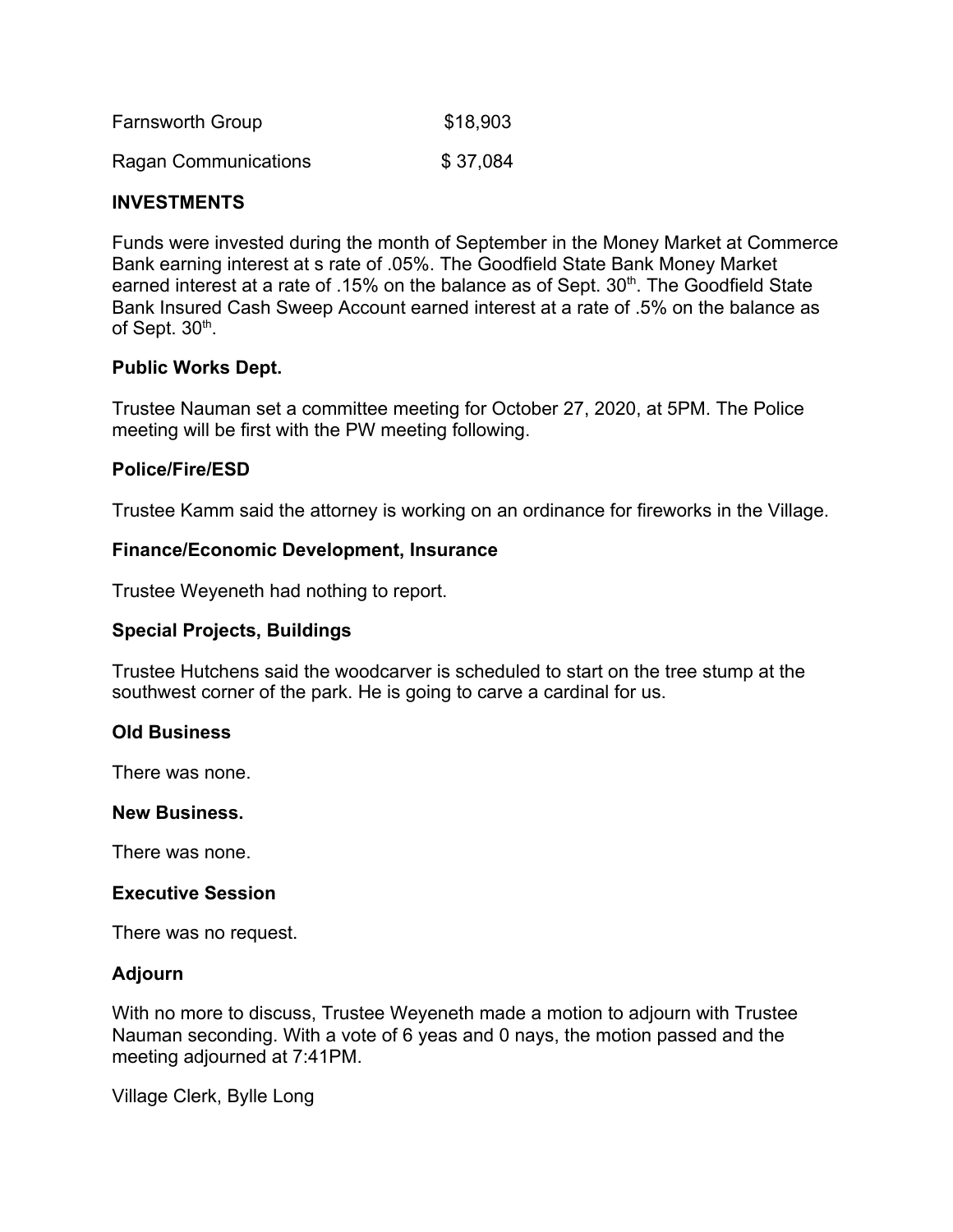| | |
|---|---|
| Farnsworth Group | \$18,903 |
| Ragan Communications | \$ 37,084 |

**INVESTMENTS**

Funds were invested during the month of September in the Money Market at Commerce Bank earning interest at s rate of .05%. The Goodfield State Bank Money Market earned interest at a rate of .15% on the balance as of Sept. 30th. The Goodfield State Bank Insured Cash Sweep Account earned interest at a rate of .5% on the balance as of Sept. 30th.

**Public Works Dept.**

Trustee Nauman set a committee meeting for October 27, 2020, at 5PM. The Police meeting will be first with the PW meeting following.

**Police/Fire/ESD**

Trustee Kamm said the attorney is working on an ordinance for fireworks in the Village.

**Finance/Economic Development, Insurance**

Trustee Weyeneth had nothing to report.

**Special Projects, Buildings**

Trustee Hutchens said the woodcarver is scheduled to start on the tree stump at the southwest corner of the park. He is going to carve a cardinal for us.

**Old Business**

There was none.

**New Business.**

There was none.

**Executive Session**

There was no request.

**Adjourn**

With no more to discuss, Trustee Weyeneth made a motion to adjourn with Trustee Nauman seconding. With a vote of 6 yeas and 0 nays, the motion passed and the meeting adjourned at 7:41PM.

Village Clerk, Bylle Long